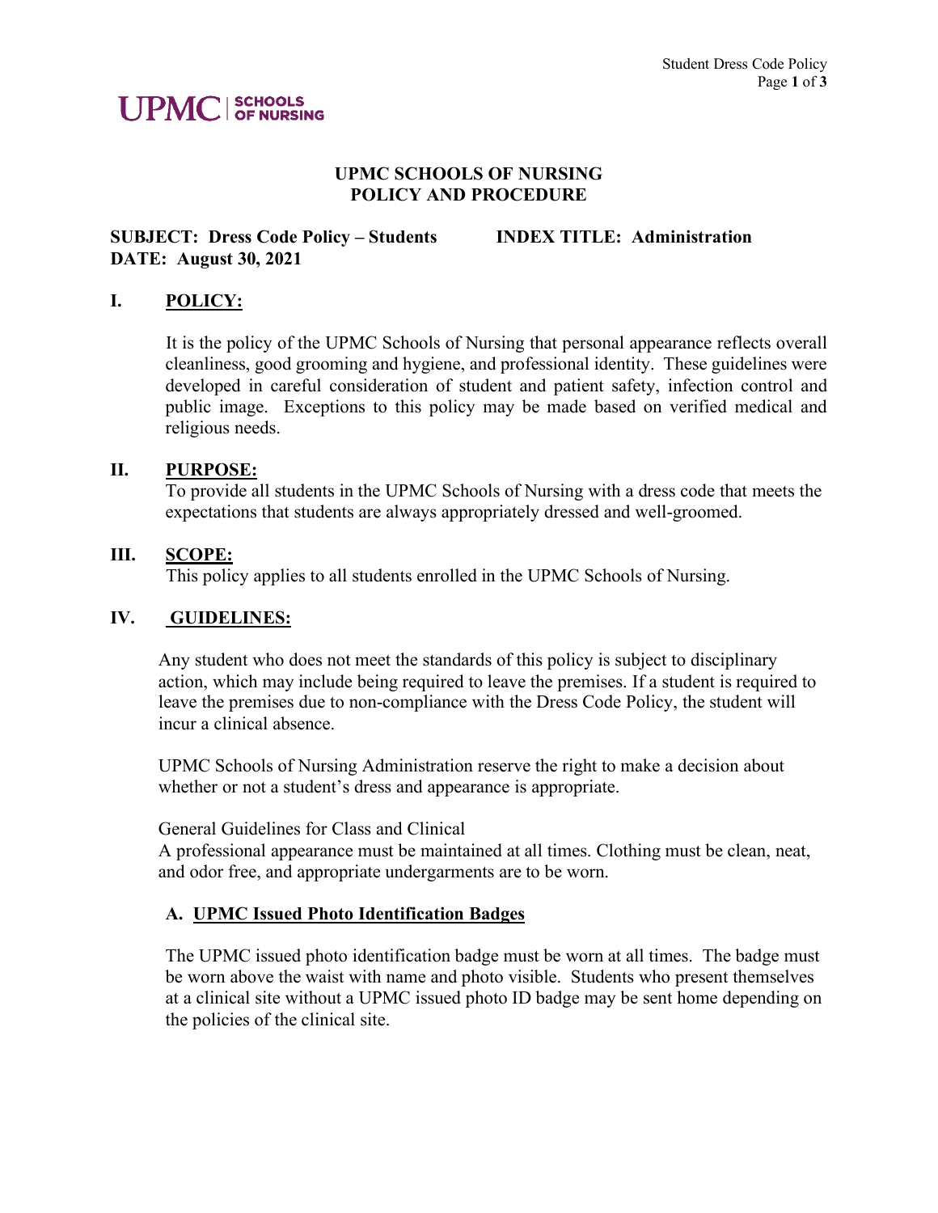UPMC | SCHOOLS OF NURSING

# UPMC SCHOOLS OF NURSING
# POLICY AND PROCEDURE

**SUBJECT: Dress Code Policy – Students** **INDEX TITLE: Administration**
**DATE: August 30, 2021**

## I. POLICY:

It is the policy of the UPMC Schools of Nursing that personal appearance reflects overall cleanliness, good grooming and hygiene, and professional identity. These guidelines were developed in careful consideration of student and patient safety, infection control and public image. Exceptions to this policy may be made based on verified medical and religious needs.

## II. PURPOSE:

To provide all students in the UPMC Schools of Nursing with a dress code that meets the expectations that students are always appropriately dressed and well-groomed.

## III. SCOPE:

This policy applies to all students enrolled in the UPMC Schools of Nursing.

## IV. GUIDELINES:

Any student who does not meet the standards of this policy is subject to disciplinary action, which may include being required to leave the premises. If a student is required to leave the premises due to non-compliance with the Dress Code Policy, the student will incur a clinical absence.

UPMC Schools of Nursing Administration reserve the right to make a decision about whether or not a student's dress and appearance is appropriate.

General Guidelines for Class and Clinical
A professional appearance must be maintained at all times. Clothing must be clean, neat, and odor free, and appropriate undergarments are to be worn.

### A. UPMC Issued Photo Identification Badges

The UPMC issued photo identification badge must be worn at all times. The badge must be worn above the waist with name and photo visible. Students who present themselves at a clinical site without a UPMC issued photo ID badge may be sent home depending on the policies of the clinical site.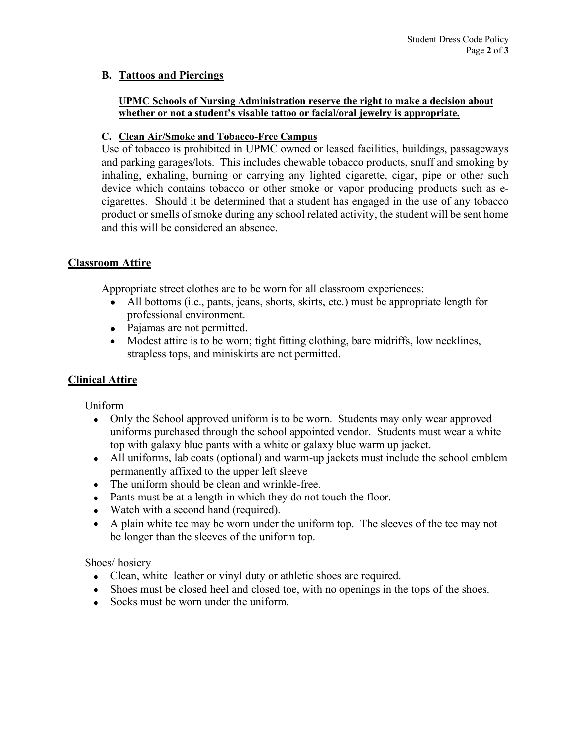### B. Tattoos and Piercings

**UPMC Schools of Nursing Administration reserve the right to make a decision about whether or not a student's visable tattoo or facial/oral jewelry is appropriate.**

#### C. Clean Air/Smoke and Tobacco-Free Campus

Use of tobacco is prohibited in UPMC owned or leased facilities, buildings, passageways and parking garages/lots. This includes chewable tobacco products, snuff and smoking by inhaling, exhaling, burning or carrying any lighted cigarette, cigar, pipe or other such device which contains tobacco or other smoke or vapor producing products such as e-cigarettes. Should it be determined that a student has engaged in the use of any tobacco product or smells of smoke during any school related activity, the student will be sent home and this will be considered an absence.

## Classroom Attire

Appropriate street clothes are to be worn for all classroom experiences:

- All bottoms (i.e., pants, jeans, shorts, skirts, etc.) must be appropriate length for professional environment.
- Pajamas are not permitted.
- Modest attire is to be worn; tight fitting clothing, bare midriffs, low necklines, strapless tops, and miniskirts are not permitted.

## Clinical Attire

Uniform

- Only the School approved uniform is to be worn. Students may only wear approved uniforms purchased through the school appointed vendor. Students must wear a white top with galaxy blue pants with a white or galaxy blue warm up jacket.
- All uniforms, lab coats (optional) and warm-up jackets must include the school emblem permanently affixed to the upper left sleeve
- The uniform should be clean and wrinkle-free.
- Pants must be at a length in which they do not touch the floor.
- Watch with a second hand (required).
- A plain white tee may be worn under the uniform top. The sleeves of the tee may not be longer than the sleeves of the uniform top.

Shoes/ hosiery

- Clean, white leather or vinyl duty or athletic shoes are required.
- Shoes must be closed heel and closed toe, with no openings in the tops of the shoes.
- Socks must be worn under the uniform.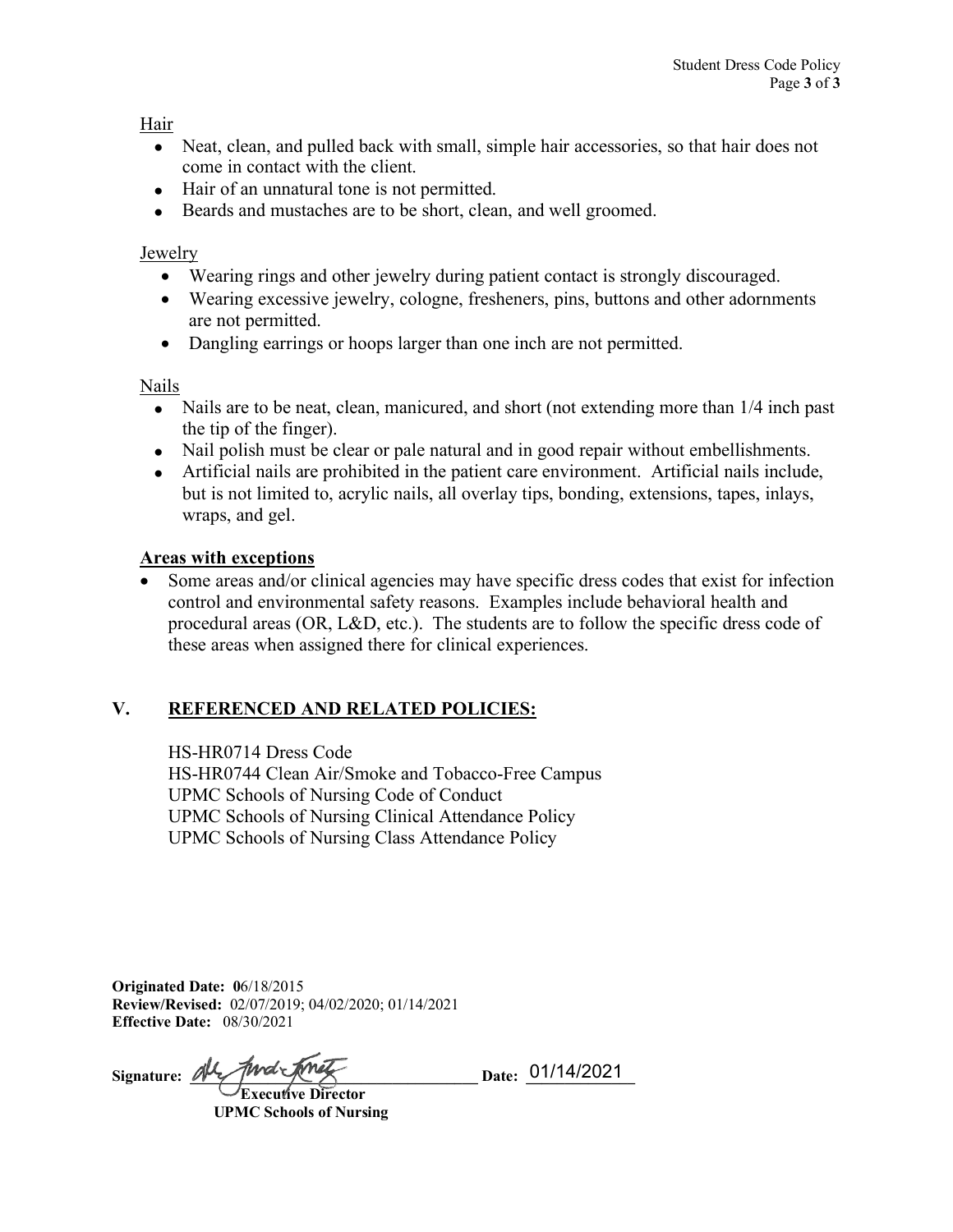Hair

- Neat, clean, and pulled back with small, simple hair accessories, so that hair does not come in contact with the client.
- Hair of an unnatural tone is not permitted.
- Beards and mustaches are to be short, clean, and well groomed.

Jewelry

- Wearing rings and other jewelry during patient contact is strongly discouraged.
- Wearing excessive jewelry, cologne, fresheners, pins, buttons and other adornments are not permitted.
- Dangling earrings or hoops larger than one inch are not permitted.

Nails

- Nails are to be neat, clean, manicured, and short (not extending more than 1/4 inch past the tip of the finger).
- Nail polish must be clear or pale natural and in good repair without embellishments.
- Artificial nails are prohibited in the patient care environment. Artificial nails include, but is not limited to, acrylic nails, all overlay tips, bonding, extensions, tapes, inlays, wraps, and gel.

**Areas with exceptions**

- Some areas and/or clinical agencies may have specific dress codes that exist for infection control and environmental safety reasons. Examples include behavioral health and procedural areas (OR, L&D, etc.). The students are to follow the specific dress code of these areas when assigned there for clinical experiences.

## V. REFERENCED AND RELATED POLICIES:

HS-HR0714 Dress Code
HS-HR0744 Clean Air/Smoke and Tobacco-Free Campus
UPMC Schools of Nursing Code of Conduct
UPMC Schools of Nursing Clinical Attendance Policy
UPMC Schools of Nursing Class Attendance Policy

**Originated Date:** 06/18/2015
**Review/Revised:** 02/07/2019; 04/02/2020; 01/14/2021
**Effective Date:** 08/30/2021

**Signature:** ______________________ **Date:** 01/14/2021
**Executive Director**
**UPMC Schools of Nursing**